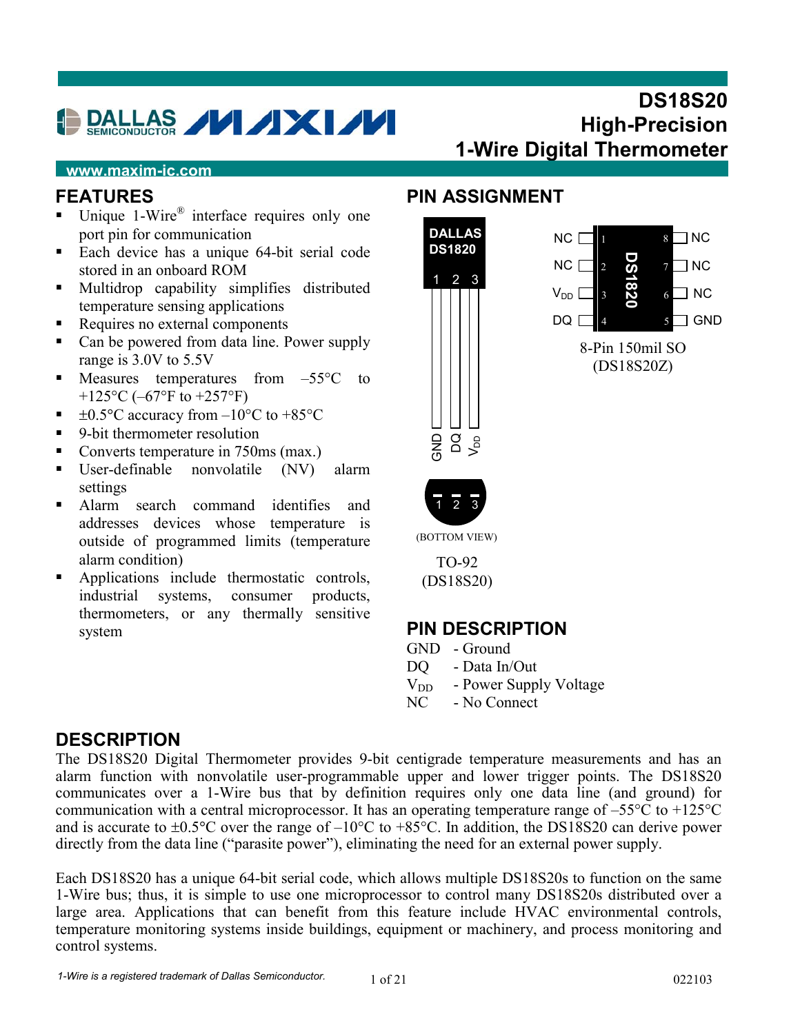# DS18S20 High-Precision 1-Wire Digital Thermometer

www.maxim-ic.com

## FEATURES

- Unique 1-Wire® interface requires only one port pin for communication
- Each device has a unique 64-bit serial code stored in an onboard ROM
- Multidrop capability simplifies distributed temperature sensing applications
- Requires no external components
- Can be powered from data line. Power supply range is 3.0V to 5.5V
- Measures temperatures from –55°C to +125°C (–67°F to +257°F)
- ±0.5°C accuracy from –10°C to +85°C
- 9-bit thermometer resolution
- Converts temperature in 750ms (max.)
- User-definable nonvolatile (NV) alarm settings
- Alarm search command identifies and addresses devices whose temperature is outside of programmed limits (temperature alarm condition)
- Applications include thermostatic controls, industrial systems, consumer products, thermometers, or any thermally sensitive system

## PIN ASSIGNMENT

TO-92 (DS18S20): 1 – GND, 2 – DQ, 3 – $V_{DD}$ (BOTTOM VIEW)

8-Pin 150mil SO (DS18S20Z): 1 – NC, 2 – NC, 3 – $V_{DD}$, 4 – DQ, 5 – GND, 6 – NC, 7 – NC, 8 – NC

## PIN DESCRIPTION

GND - Ground
DQ - Data In/Out
$V_{DD}$ - Power Supply Voltage
NC - No Connect

## DESCRIPTION

The DS18S20 Digital Thermometer provides 9-bit centigrade temperature measurements and has an alarm function with nonvolatile user-programmable upper and lower trigger points. The DS18S20 communicates over a 1-Wire bus that by definition requires only one data line (and ground) for communication with a central microprocessor. It has an operating temperature range of –55°C to +125°C and is accurate to ±0.5°C over the range of –10°C to +85°C. In addition, the DS18S20 can derive power directly from the data line ("parasite power"), eliminating the need for an external power supply.

Each DS18S20 has a unique 64-bit serial code, which allows multiple DS18S20s to function on the same 1-Wire bus; thus, it is simple to use one microprocessor to control many DS18S20s distributed over a large area. Applications that can benefit from this feature include HVAC environmental controls, temperature monitoring systems inside buildings, equipment or machinery, and process monitoring and control systems.

*1-Wire is a registered trademark of Dallas Semiconductor.*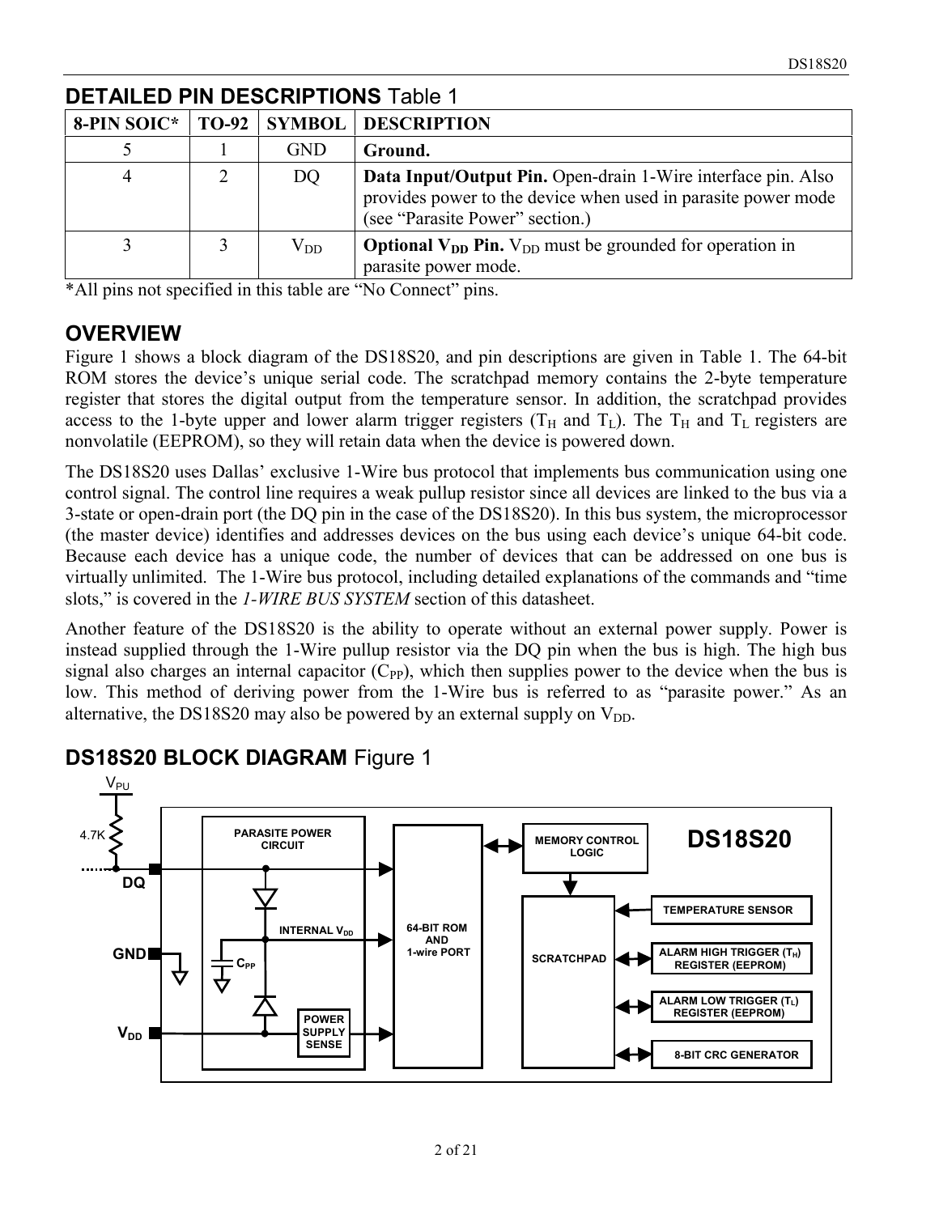## DETAILED PIN DESCRIPTIONS Table 1

| 8-PIN SOIC* | TO-92 | SYMBOL | DESCRIPTION |
|---|---|---|---|
| 5 | 1 | GND | **Ground.** |
| 4 | 2 | DQ | **Data Input/Output Pin.** Open-drain 1-Wire interface pin. Also provides power to the device when used in parasite power mode (see "Parasite Power" section.) |
| 3 | 3 | $V_{DD}$ | **Optional $V_{DD}$ Pin.** $V_{DD}$ must be grounded for operation in parasite power mode. |

*All pins not specified in this table are "No Connect" pins.

## OVERVIEW

Figure 1 shows a block diagram of the DS18S20, and pin descriptions are given in Table 1. The 64-bit ROM stores the device's unique serial code. The scratchpad memory contains the 2-byte temperature register that stores the digital output from the temperature sensor. In addition, the scratchpad provides access to the 1-byte upper and lower alarm trigger registers ($T_H$ and $T_L$). The $T_H$ and $T_L$ registers are nonvolatile (EEPROM), so they will retain data when the device is powered down.

The DS18S20 uses Dallas' exclusive 1-Wire bus protocol that implements bus communication using one control signal. The control line requires a weak pullup resistor since all devices are linked to the bus via a 3-state or open-drain port (the DQ pin in the case of the DS18S20). In this bus system, the microprocessor (the master device) identifies and addresses devices on the bus using each device's unique 64-bit code. Because each device has a unique code, the number of devices that can be addressed on one bus is virtually unlimited. The 1-Wire bus protocol, including detailed explanations of the commands and "time slots," is covered in the *1-WIRE BUS SYSTEM* section of this datasheet.

Another feature of the DS18S20 is the ability to operate without an external power supply. Power is instead supplied through the 1-Wire pullup resistor via the DQ pin when the bus is high. The high bus signal also charges an internal capacitor ($C_{PP}$), which then supplies power to the device when the bus is low. This method of deriving power from the 1-Wire bus is referred to as "parasite power." As an alternative, the DS18S20 may also be powered by an external supply on $V_{DD}$.

## DS18S20 BLOCK DIAGRAM Figure 1

$V_{PU}$

4.7K

DQ

GND

$V_{DD}$

PARASITE POWER CIRCUIT

INTERNAL $V_{DD}$

$C_{PP}$

POWER SUPPLY SENSE

64-BIT ROM AND 1-wire PORT

MEMORY CONTROL LOGIC

DS18S20

SCRATCHPAD

TEMPERATURE SENSOR

ALARM HIGH TRIGGER ($T_H$) REGISTER (EEPROM)

ALARM LOW TRIGGER ($T_L$) REGISTER (EEPROM)

8-BIT CRC GENERATOR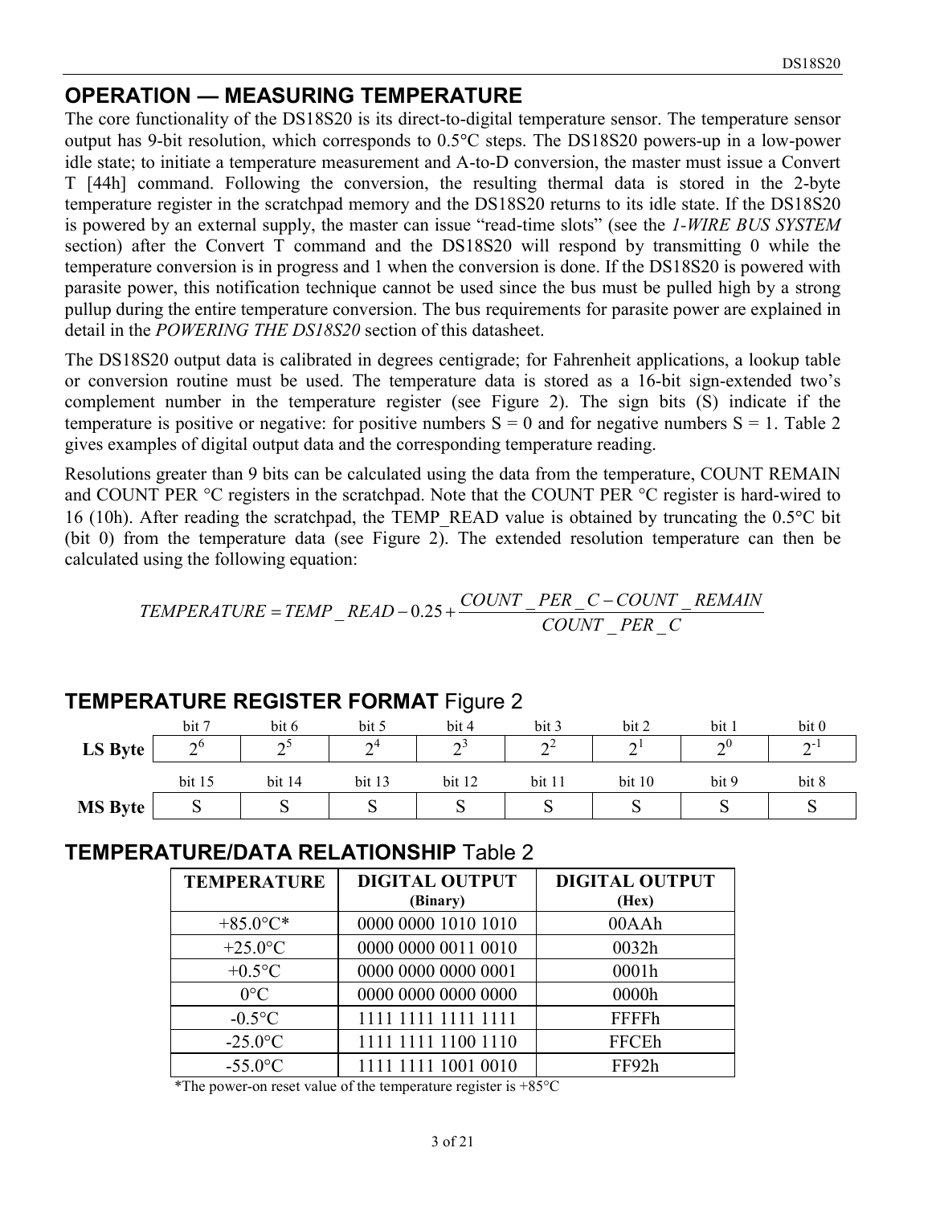## OPERATION — MEASURING TEMPERATURE

The core functionality of the DS18S20 is its direct-to-digital temperature sensor. The temperature sensor output has 9-bit resolution, which corresponds to 0.5°C steps. The DS18S20 powers-up in a low-power idle state; to initiate a temperature measurement and A-to-D conversion, the master must issue a Convert T [44h] command. Following the conversion, the resulting thermal data is stored in the 2-byte temperature register in the scratchpad memory and the DS18S20 returns to its idle state. If the DS18S20 is powered by an external supply, the master can issue "read-time slots" (see the *1-WIRE BUS SYSTEM* section) after the Convert T command and the DS18S20 will respond by transmitting 0 while the temperature conversion is in progress and 1 when the conversion is done. If the DS18S20 is powered with parasite power, this notification technique cannot be used since the bus must be pulled high by a strong pullup during the entire temperature conversion. The bus requirements for parasite power are explained in detail in the *POWERING THE DS18S20* section of this datasheet.

The DS18S20 output data is calibrated in degrees centigrade; for Fahrenheit applications, a lookup table or conversion routine must be used. The temperature data is stored as a 16-bit sign-extended two's complement number in the temperature register (see Figure 2). The sign bits (S) indicate if the temperature is positive or negative: for positive numbers S = 0 and for negative numbers S = 1. Table 2 gives examples of digital output data and the corresponding temperature reading.

Resolutions greater than 9 bits can be calculated using the data from the temperature, COUNT REMAIN and COUNT PER °C registers in the scratchpad. Note that the COUNT PER °C register is hard-wired to 16 (10h). After reading the scratchpad, the TEMP_READ value is obtained by truncating the 0.5°C bit (bit 0) from the temperature data (see Figure 2). The extended resolution temperature can then be calculated using the following equation:

$$TEMPERATURE = TEMP\_READ - 0.25 + \frac{COUNT\_PER\_C - COUNT\_REMAIN}{COUNT\_PER\_C}$$

## TEMPERATURE REGISTER FORMAT Figure 2

| | bit 7 | bit 6 | bit 5 | bit 4 | bit 3 | bit 2 | bit 1 | bit 0 |
|---|---|---|---|---|---|---|---|---|
| **LS Byte** | $2^6$ | $2^5$ | $2^4$ | $2^3$ | $2^2$ | $2^1$ | $2^0$ | $2^{-1}$ |
| | **bit 15** | **bit 14** | **bit 13** | **bit 12** | **bit 11** | **bit 10** | **bit 9** | **bit 8** |
| **MS Byte** | S | S | S | S | S | S | S | S |

## TEMPERATURE/DATA RELATIONSHIP Table 2

| TEMPERATURE | DIGITAL OUTPUT (Binary) | DIGITAL OUTPUT (Hex) |
|---|---|---|
| +85.0°C* | 0000 0000 1010 1010 | 00AAh |
| +25.0°C | 0000 0000 0011 0010 | 0032h |
| +0.5°C | 0000 0000 0000 0001 | 0001h |
| 0°C | 0000 0000 0000 0000 | 0000h |
| -0.5°C | 1111 1111 1111 1111 | FFFFh |
| -25.0°C | 1111 1111 1100 1110 | FFCEh |
| -55.0°C | 1111 1111 1001 0010 | FF92h |

*The power-on reset value of the temperature register is +85°C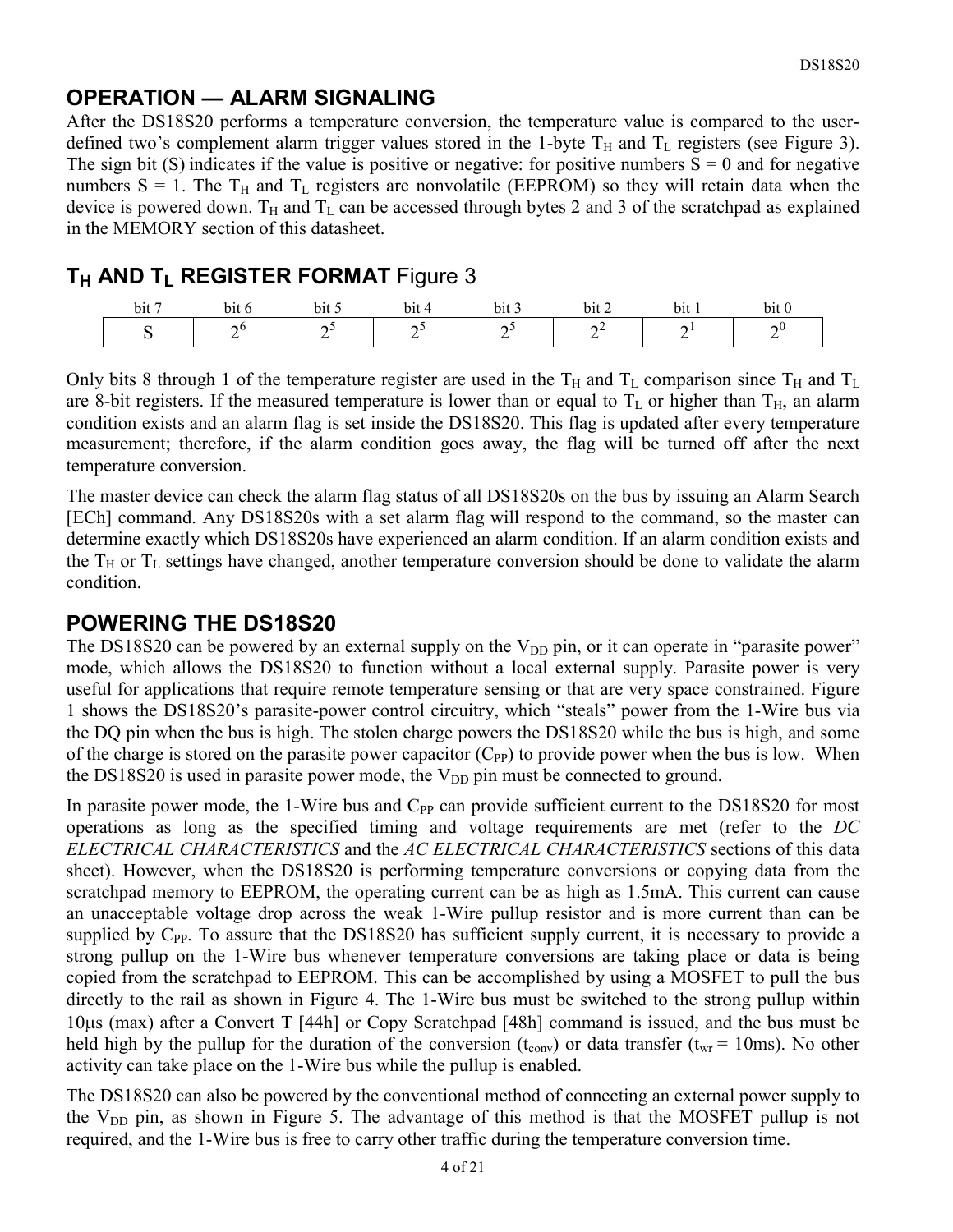## OPERATION — ALARM SIGNALING

After the DS18S20 performs a temperature conversion, the temperature value is compared to the user-defined two's complement alarm trigger values stored in the 1-byte $T_H$ and $T_L$ registers (see Figure 3). The sign bit (S) indicates if the value is positive or negative: for positive numbers S = 0 and for negative numbers S = 1. The $T_H$ and $T_L$ registers are nonvolatile (EEPROM) so they will retain data when the device is powered down. $T_H$ and $T_L$ can be accessed through bytes 2 and 3 of the scratchpad as explained in the MEMORY section of this datasheet.

## $T_H$ AND $T_L$ REGISTER FORMAT Figure 3

| bit 7 | bit 6 | bit 5 | bit 4 | bit 3 | bit 2 | bit 1 | bit 0 |
|---|---|---|---|---|---|---|---|
| S | $2^6$ | $2^5$ | $2^5$ | $2^5$ | $2^2$ | $2^1$ | $2^0$ |

Only bits 8 through 1 of the temperature register are used in the $T_H$ and $T_L$ comparison since $T_H$ and $T_L$ are 8-bit registers. If the measured temperature is lower than or equal to $T_L$ or higher than $T_H$, an alarm condition exists and an alarm flag is set inside the DS18S20. This flag is updated after every temperature measurement; therefore, if the alarm condition goes away, the flag will be turned off after the next temperature conversion.

The master device can check the alarm flag status of all DS18S20s on the bus by issuing an Alarm Search [ECh] command. Any DS18S20s with a set alarm flag will respond to the command, so the master can determine exactly which DS18S20s have experienced an alarm condition. If an alarm condition exists and the $T_H$ or $T_L$ settings have changed, another temperature conversion should be done to validate the alarm condition.

## POWERING THE DS18S20

The DS18S20 can be powered by an external supply on the $V_{DD}$ pin, or it can operate in "parasite power" mode, which allows the DS18S20 to function without a local external supply. Parasite power is very useful for applications that require remote temperature sensing or that are very space constrained. Figure 1 shows the DS18S20's parasite-power control circuitry, which "steals" power from the 1-Wire bus via the DQ pin when the bus is high. The stolen charge powers the DS18S20 while the bus is high, and some of the charge is stored on the parasite power capacitor ($C_{PP}$) to provide power when the bus is low. When the DS18S20 is used in parasite power mode, the $V_{DD}$ pin must be connected to ground.

In parasite power mode, the 1-Wire bus and $C_{PP}$ can provide sufficient current to the DS18S20 for most operations as long as the specified timing and voltage requirements are met (refer to the *DC ELECTRICAL CHARACTERISTICS* and the *AC ELECTRICAL CHARACTERISTICS* sections of this data sheet). However, when the DS18S20 is performing temperature conversions or copying data from the scratchpad memory to EEPROM, the operating current can be as high as 1.5mA. This current can cause an unacceptable voltage drop across the weak 1-Wire pullup resistor and is more current than can be supplied by $C_{PP}$. To assure that the DS18S20 has sufficient supply current, it is necessary to provide a strong pullup on the 1-Wire bus whenever temperature conversions are taking place or data is being copied from the scratchpad to EEPROM. This can be accomplished by using a MOSFET to pull the bus directly to the rail as shown in Figure 4. The 1-Wire bus must be switched to the strong pullup within 10µs (max) after a Convert T [44h] or Copy Scratchpad [48h] command is issued, and the bus must be held high by the pullup for the duration of the conversion ($t_{conv}$) or data transfer ($t_{wr}$ = 10ms). No other activity can take place on the 1-Wire bus while the pullup is enabled.

The DS18S20 can also be powered by the conventional method of connecting an external power supply to the $V_{DD}$ pin, as shown in Figure 5. The advantage of this method is that the MOSFET pullup is not required, and the 1-Wire bus is free to carry other traffic during the temperature conversion time.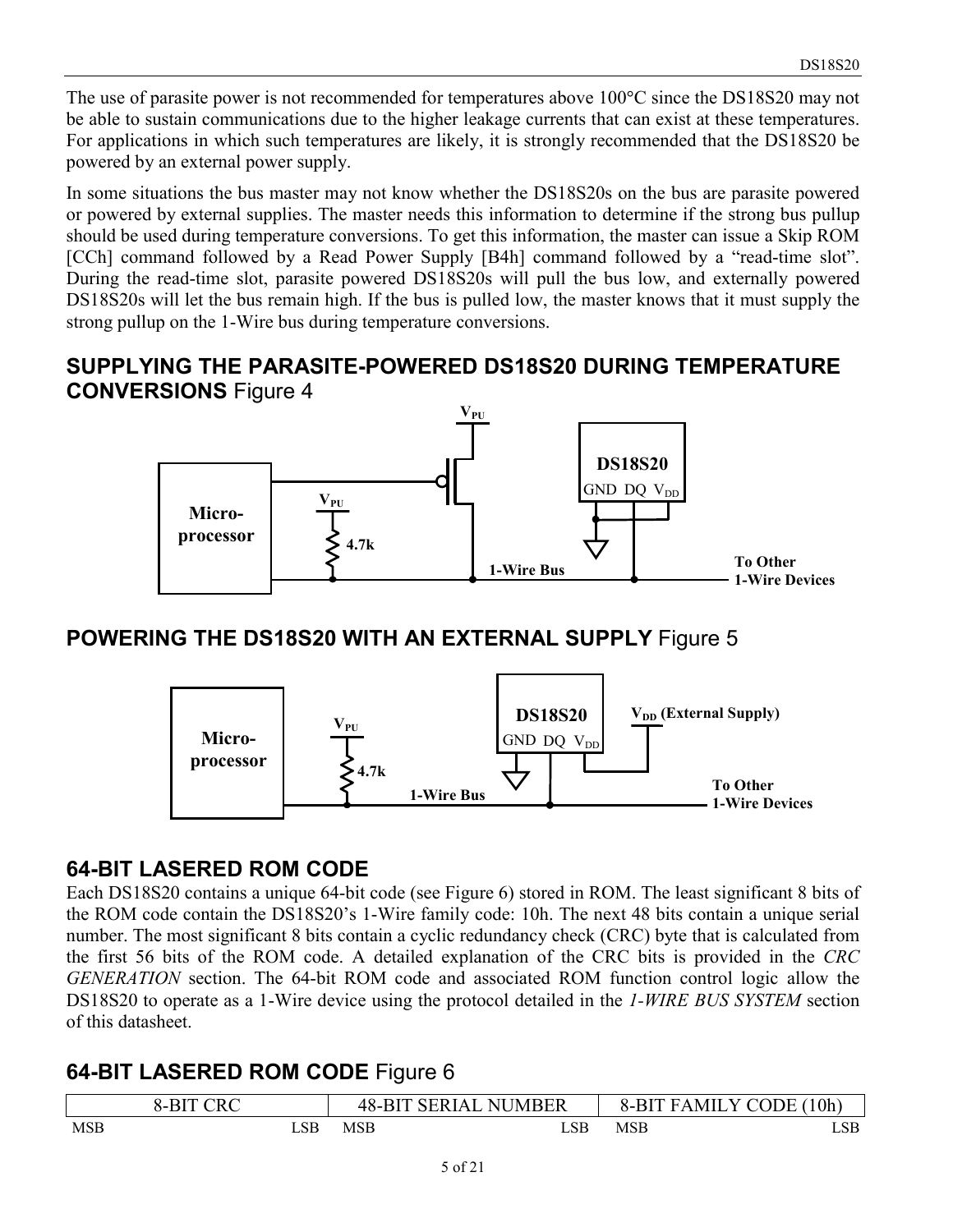The use of parasite power is not recommended for temperatures above 100°C since the DS18S20 may not be able to sustain communications due to the higher leakage currents that can exist at these temperatures. For applications in which such temperatures are likely, it is strongly recommended that the DS18S20 be powered by an external power supply.

In some situations the bus master may not know whether the DS18S20s on the bus are parasite powered or powered by external supplies. The master needs this information to determine if the strong bus pullup should be used during temperature conversions. To get this information, the master can issue a Skip ROM [CCh] command followed by a Read Power Supply [B4h] command followed by a "read-time slot". During the read-time slot, parasite powered DS18S20s will pull the bus low, and externally powered DS18S20s will let the bus remain high. If the bus is pulled low, the master knows that it must supply the strong pullup on the 1-Wire bus during temperature conversions.

## SUPPLYING THE PARASITE-POWERED DS18S20 DURING TEMPERATURE CONVERSIONS Figure 4

## POWERING THE DS18S20 WITH AN EXTERNAL SUPPLY Figure 5

## 64-BIT LASERED ROM CODE

Each DS18S20 contains a unique 64-bit code (see Figure 6) stored in ROM. The least significant 8 bits of the ROM code contain the DS18S20's 1-Wire family code: 10h. The next 48 bits contain a unique serial number. The most significant 8 bits contain a cyclic redundancy check (CRC) byte that is calculated from the first 56 bits of the ROM code. A detailed explanation of the CRC bits is provided in the *CRC GENERATION* section. The 64-bit ROM code and associated ROM function control logic allow the DS18S20 to operate as a 1-Wire device using the protocol detailed in the *1-WIRE BUS SYSTEM* section of this datasheet.

## 64-BIT LASERED ROM CODE Figure 6

| 8-BIT CRC | | 48-BIT SERIAL NUMBER | | 8-BIT FAMILY CODE (10h) | |
|---|---|---|---|---|---|
| MSB | LSB | MSB | LSB | MSB | LSB |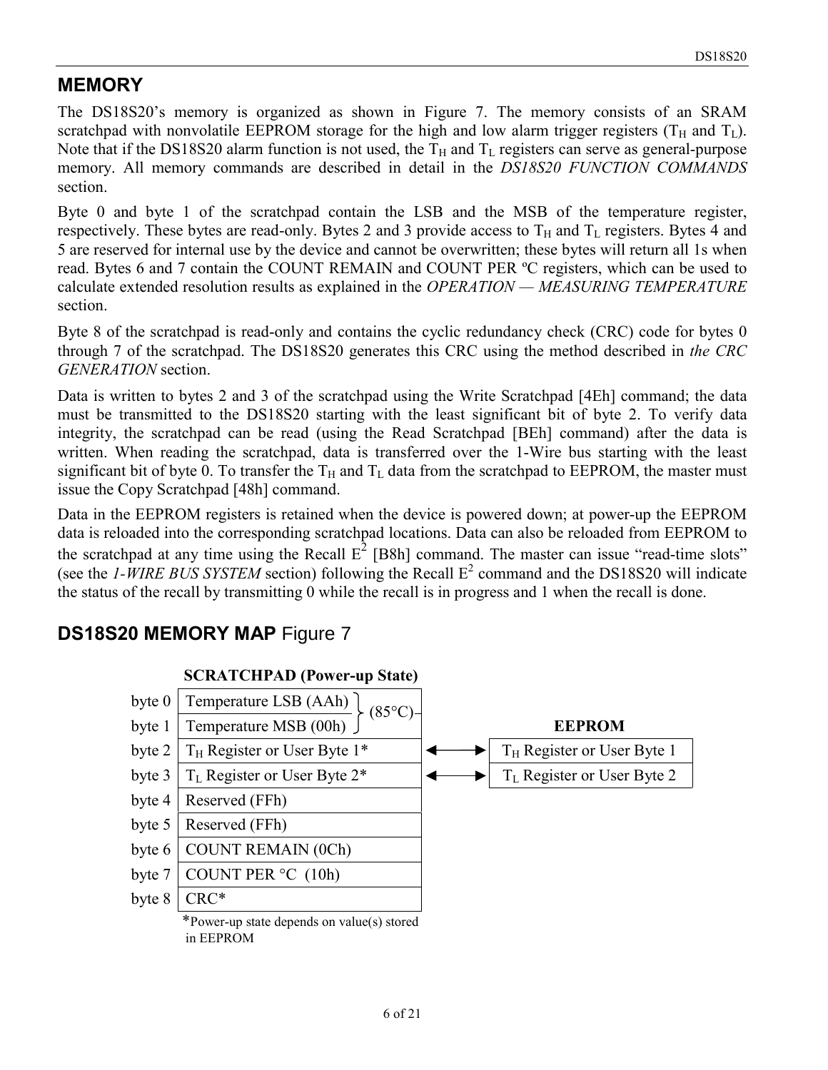## MEMORY

The DS18S20's memory is organized as shown in Figure 7. The memory consists of an SRAM scratchpad with nonvolatile EEPROM storage for the high and low alarm trigger registers ($T_H$ and $T_L$). Note that if the DS18S20 alarm function is not used, the $T_H$ and $T_L$ registers can serve as general-purpose memory. All memory commands are described in detail in the *DS18S20 FUNCTION COMMANDS* section.

Byte 0 and byte 1 of the scratchpad contain the LSB and the MSB of the temperature register, respectively. These bytes are read-only. Bytes 2 and 3 provide access to $T_H$ and $T_L$ registers. Bytes 4 and 5 are reserved for internal use by the device and cannot be overwritten; these bytes will return all 1s when read. Bytes 6 and 7 contain the COUNT REMAIN and COUNT PER ºC registers, which can be used to calculate extended resolution results as explained in the *OPERATION — MEASURING TEMPERATURE* section.

Byte 8 of the scratchpad is read-only and contains the cyclic redundancy check (CRC) code for bytes 0 through 7 of the scratchpad. The DS18S20 generates this CRC using the method described in *the CRC GENERATION* section.

Data is written to bytes 2 and 3 of the scratchpad using the Write Scratchpad [4Eh] command; the data must be transmitted to the DS18S20 starting with the least significant bit of byte 2. To verify data integrity, the scratchpad can be read (using the Read Scratchpad [BEh] command) after the data is written. When reading the scratchpad, data is transferred over the 1-Wire bus starting with the least significant bit of byte 0. To transfer the $T_H$ and $T_L$ data from the scratchpad to EEPROM, the master must issue the Copy Scratchpad [48h] command.

Data in the EEPROM registers is retained when the device is powered down; at power-up the EEPROM data is reloaded into the corresponding scratchpad locations. Data can also be reloaded from EEPROM to the scratchpad at any time using the Recall $E^2$ [B8h] command. The master can issue "read-time slots" (see the *1-WIRE BUS SYSTEM* section) following the Recall $E^2$ command and the DS18S20 will indicate the status of the recall by transmitting 0 while the recall is in progress and 1 when the recall is done.

## DS18S20 MEMORY MAP Figure 7

| | SCRATCHPAD (Power-up State) | | EEPROM |
|---|---|---|---|
| byte 0 | Temperature LSB (AAh) (85°C) | | |
| byte 1 | Temperature MSB (00h) (85°C) | | |
| byte 2 | $T_H$ Register or User Byte 1* | ⟷ | $T_H$ Register or User Byte 1 |
| byte 3 | $T_L$ Register or User Byte 2* | ⟷ | $T_L$ Register or User Byte 2 |
| byte 4 | Reserved (FFh) | | |
| byte 5 | Reserved (FFh) | | |
| byte 6 | COUNT REMAIN (0Ch) | | |
| byte 7 | COUNT PER °C (10h) | | |
| byte 8 | CRC* | | |

*Power-up state depends on value(s) stored in EEPROM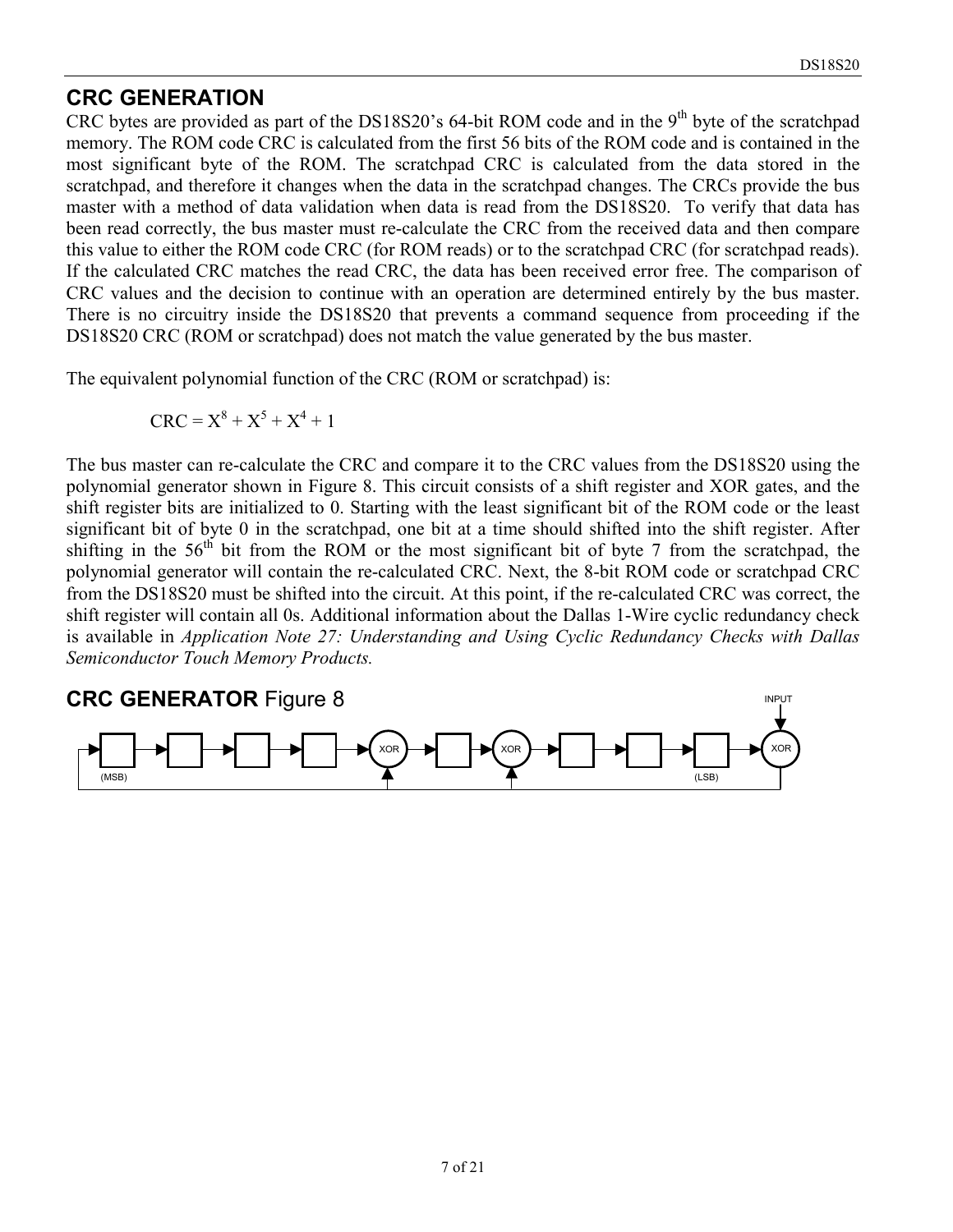## CRC GENERATION

CRC bytes are provided as part of the DS18S20's 64-bit ROM code and in the 9th byte of the scratchpad memory. The ROM code CRC is calculated from the first 56 bits of the ROM code and is contained in the most significant byte of the ROM. The scratchpad CRC is calculated from the data stored in the scratchpad, and therefore it changes when the data in the scratchpad changes. The CRCs provide the bus master with a method of data validation when data is read from the DS18S20. To verify that data has been read correctly, the bus master must re-calculate the CRC from the received data and then compare this value to either the ROM code CRC (for ROM reads) or to the scratchpad CRC (for scratchpad reads). If the calculated CRC matches the read CRC, the data has been received error free. The comparison of CRC values and the decision to continue with an operation are determined entirely by the bus master. There is no circuitry inside the DS18S20 that prevents a command sequence from proceeding if the DS18S20 CRC (ROM or scratchpad) does not match the value generated by the bus master.

The equivalent polynomial function of the CRC (ROM or scratchpad) is:

$$CRC = X^8 + X^5 + X^4 + 1$$

The bus master can re-calculate the CRC and compare it to the CRC values from the DS18S20 using the polynomial generator shown in Figure 8. This circuit consists of a shift register and XOR gates, and the shift register bits are initialized to 0. Starting with the least significant bit of the ROM code or the least significant bit of byte 0 in the scratchpad, one bit at a time should shifted into the shift register. After shifting in the 56th bit from the ROM or the most significant bit of byte 7 from the scratchpad, the polynomial generator will contain the re-calculated CRC. Next, the 8-bit ROM code or scratchpad CRC from the DS18S20 must be shifted into the circuit. At this point, if the re-calculated CRC was correct, the shift register will contain all 0s. Additional information about the Dallas 1-Wire cyclic redundancy check is available in *Application Note 27: Understanding and Using Cyclic Redundancy Checks with Dallas Semiconductor Touch Memory Products.*

## CRC GENERATOR Figure 8

INPUT

(MSB) XOR XOR (LSB) XOR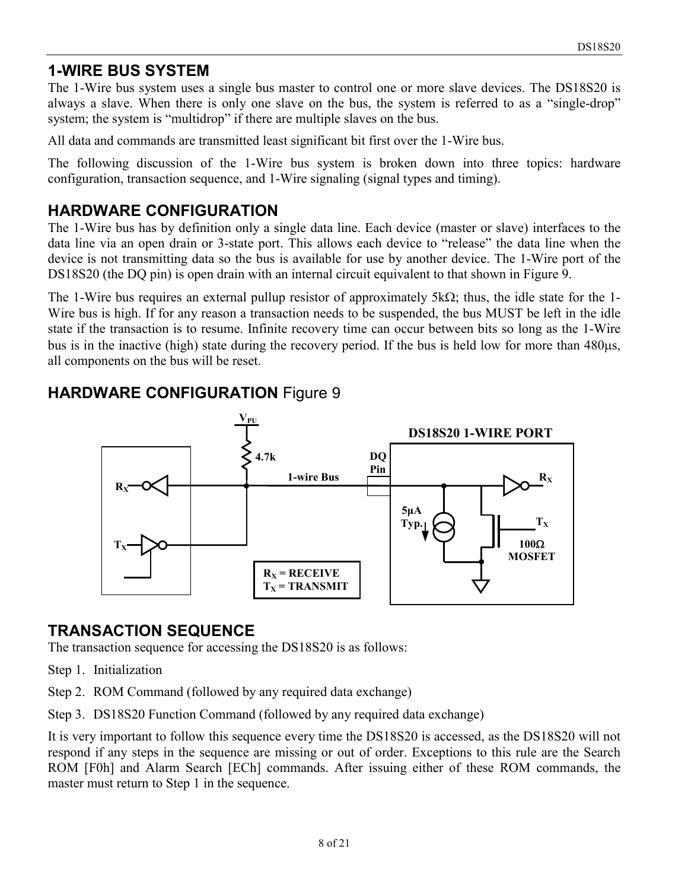## 1-WIRE BUS SYSTEM

The 1-Wire bus system uses a single bus master to control one or more slave devices. The DS18S20 is always a slave. When there is only one slave on the bus, the system is referred to as a "single-drop" system; the system is "multidrop" if there are multiple slaves on the bus.

All data and commands are transmitted least significant bit first over the 1-Wire bus.

The following discussion of the 1-Wire bus system is broken down into three topics: hardware configuration, transaction sequence, and 1-Wire signaling (signal types and timing).

## HARDWARE CONFIGURATION

The 1-Wire bus has by definition only a single data line. Each device (master or slave) interfaces to the data line via an open drain or 3-state port. This allows each device to "release" the data line when the device is not transmitting data so the bus is available for use by another device. The 1-Wire port of the DS18S20 (the DQ pin) is open drain with an internal circuit equivalent to that shown in Figure 9.

The 1-Wire bus requires an external pullup resistor of approximately 5kΩ; thus, the idle state for the 1-Wire bus is high. If for any reason a transaction needs to be suspended, the bus MUST be left in the idle state if the transaction is to resume. Infinite recovery time can occur between bits so long as the 1-Wire bus is in the inactive (high) state during the recovery period. If the bus is held low for more than 480µs, all components on the bus will be reset.

## HARDWARE CONFIGURATION Figure 9

$V_{PU}$ — 4.7k — 1-wire Bus — DQ Pin — DS18S20 1-WIRE PORT

$R_X$, $T_X$, 5µA Typ., 100Ω MOSFET

$R_X$ = RECEIVE
$T_X$ = TRANSMIT

## TRANSACTION SEQUENCE

The transaction sequence for accessing the DS18S20 is as follows:

Step 1. Initialization

Step 2. ROM Command (followed by any required data exchange)

Step 3. DS18S20 Function Command (followed by any required data exchange)

It is very important to follow this sequence every time the DS18S20 is accessed, as the DS18S20 will not respond if any steps in the sequence are missing or out of order. Exceptions to this rule are the Search ROM [F0h] and Alarm Search [ECh] commands. After issuing either of these ROM commands, the master must return to Step 1 in the sequence.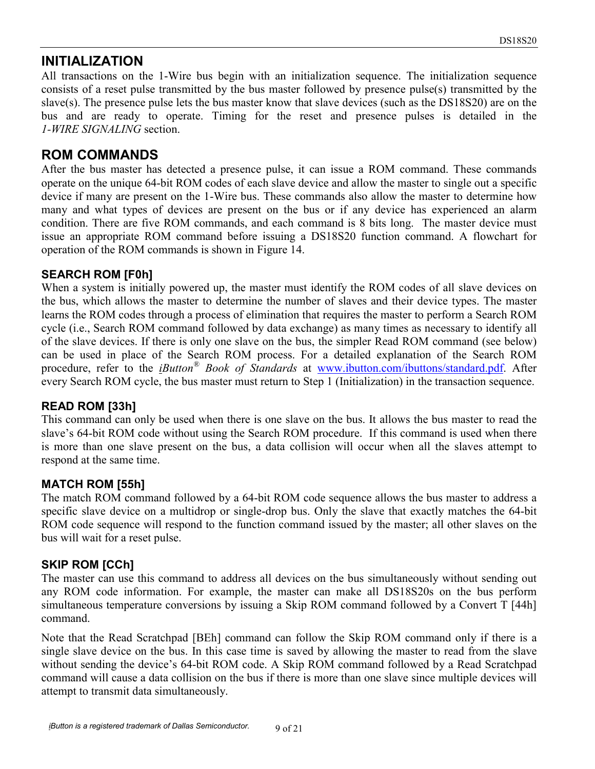## INITIALIZATION

All transactions on the 1-Wire bus begin with an initialization sequence. The initialization sequence consists of a reset pulse transmitted by the bus master followed by presence pulse(s) transmitted by the slave(s). The presence pulse lets the bus master know that slave devices (such as the DS18S20) are on the bus and are ready to operate. Timing for the reset and presence pulses is detailed in the *1-WIRE SIGNALING* section.

## ROM COMMANDS

After the bus master has detected a presence pulse, it can issue a ROM command. These commands operate on the unique 64-bit ROM codes of each slave device and allow the master to single out a specific device if many are present on the 1-Wire bus. These commands also allow the master to determine how many and what types of devices are present on the bus or if any device has experienced an alarm condition. There are five ROM commands, and each command is 8 bits long. The master device must issue an appropriate ROM command before issuing a DS18S20 function command. A flowchart for operation of the ROM commands is shown in Figure 14.

### SEARCH ROM [F0h]

When a system is initially powered up, the master must identify the ROM codes of all slave devices on the bus, which allows the master to determine the number of slaves and their device types. The master learns the ROM codes through a process of elimination that requires the master to perform a Search ROM cycle (i.e., Search ROM command followed by data exchange) as many times as necessary to identify all of the slave devices. If there is only one slave on the bus, the simpler Read ROM command (see below) can be used in place of the Search ROM process. For a detailed explanation of the Search ROM procedure, refer to the *iButton® Book of Standards* at www.ibutton.com/ibuttons/standard.pdf. After every Search ROM cycle, the bus master must return to Step 1 (Initialization) in the transaction sequence.

### READ ROM [33h]

This command can only be used when there is one slave on the bus. It allows the bus master to read the slave's 64-bit ROM code without using the Search ROM procedure. If this command is used when there is more than one slave present on the bus, a data collision will occur when all the slaves attempt to respond at the same time.

### MATCH ROM [55h]

The match ROM command followed by a 64-bit ROM code sequence allows the bus master to address a specific slave device on a multidrop or single-drop bus. Only the slave that exactly matches the 64-bit ROM code sequence will respond to the function command issued by the master; all other slaves on the bus will wait for a reset pulse.

### SKIP ROM [CCh]

The master can use this command to address all devices on the bus simultaneously without sending out any ROM code information. For example, the master can make all DS18S20s on the bus perform simultaneous temperature conversions by issuing a Skip ROM command followed by a Convert T [44h] command.

Note that the Read Scratchpad [BEh] command can follow the Skip ROM command only if there is a single slave device on the bus. In this case time is saved by allowing the master to read from the slave without sending the device's 64-bit ROM code. A Skip ROM command followed by a Read Scratchpad command will cause a data collision on the bus if there is more than one slave since multiple devices will attempt to transmit data simultaneously.

*iButton is a registered trademark of Dallas Semiconductor.*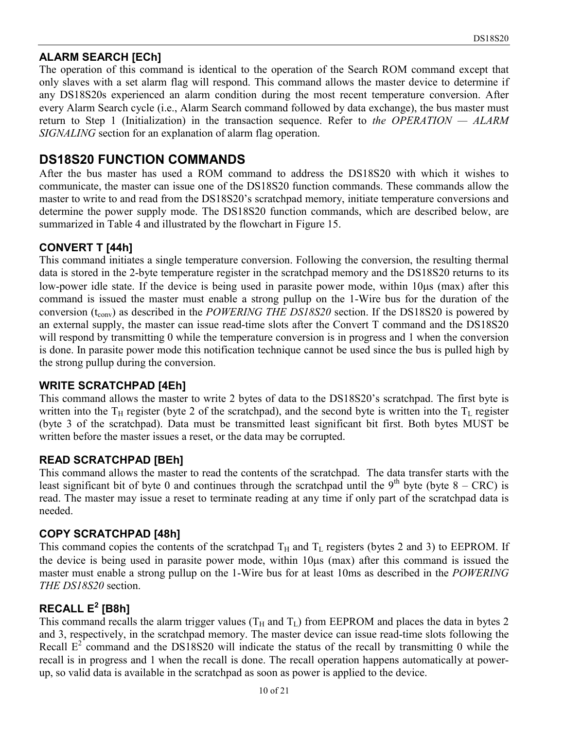### ALARM SEARCH [ECh]

The operation of this command is identical to the operation of the Search ROM command except that only slaves with a set alarm flag will respond. This command allows the master device to determine if any DS18S20s experienced an alarm condition during the most recent temperature conversion. After every Alarm Search cycle (i.e., Alarm Search command followed by data exchange), the bus master must return to Step 1 (Initialization) in the transaction sequence. Refer to *the OPERATION — ALARM SIGNALING* section for an explanation of alarm flag operation.

## DS18S20 FUNCTION COMMANDS

After the bus master has used a ROM command to address the DS18S20 with which it wishes to communicate, the master can issue one of the DS18S20 function commands. These commands allow the master to write to and read from the DS18S20's scratchpad memory, initiate temperature conversions and determine the power supply mode. The DS18S20 function commands, which are described below, are summarized in Table 4 and illustrated by the flowchart in Figure 15.

### CONVERT T [44h]

This command initiates a single temperature conversion. Following the conversion, the resulting thermal data is stored in the 2-byte temperature register in the scratchpad memory and the DS18S20 returns to its low-power idle state. If the device is being used in parasite power mode, within 10μs (max) after this command is issued the master must enable a strong pullup on the 1-Wire bus for the duration of the conversion ($t_{conv}$) as described in the *POWERING THE DS18S20* section. If the DS18S20 is powered by an external supply, the master can issue read-time slots after the Convert T command and the DS18S20 will respond by transmitting 0 while the temperature conversion is in progress and 1 when the conversion is done. In parasite power mode this notification technique cannot be used since the bus is pulled high by the strong pullup during the conversion.

### WRITE SCRATCHPAD [4Eh]

This command allows the master to write 2 bytes of data to the DS18S20's scratchpad. The first byte is written into the $T_H$ register (byte 2 of the scratchpad), and the second byte is written into the $T_L$ register (byte 3 of the scratchpad). Data must be transmitted least significant bit first. Both bytes MUST be written before the master issues a reset, or the data may be corrupted.

### READ SCRATCHPAD [BEh]

This command allows the master to read the contents of the scratchpad. The data transfer starts with the least significant bit of byte 0 and continues through the scratchpad until the 9th byte (byte 8 – CRC) is read. The master may issue a reset to terminate reading at any time if only part of the scratchpad data is needed.

### COPY SCRATCHPAD [48h]

This command copies the contents of the scratchpad $T_H$ and $T_L$ registers (bytes 2 and 3) to EEPROM. If the device is being used in parasite power mode, within 10μs (max) after this command is issued the master must enable a strong pullup on the 1-Wire bus for at least 10ms as described in the *POWERING THE DS18S20* section.

### RECALL E$^2$ [B8h]

This command recalls the alarm trigger values ($T_H$ and $T_L$) from EEPROM and places the data in bytes 2 and 3, respectively, in the scratchpad memory. The master device can issue read-time slots following the Recall E$^2$ command and the DS18S20 will indicate the status of the recall by transmitting 0 while the recall is in progress and 1 when the recall is done. The recall operation happens automatically at power-up, so valid data is available in the scratchpad as soon as power is applied to the device.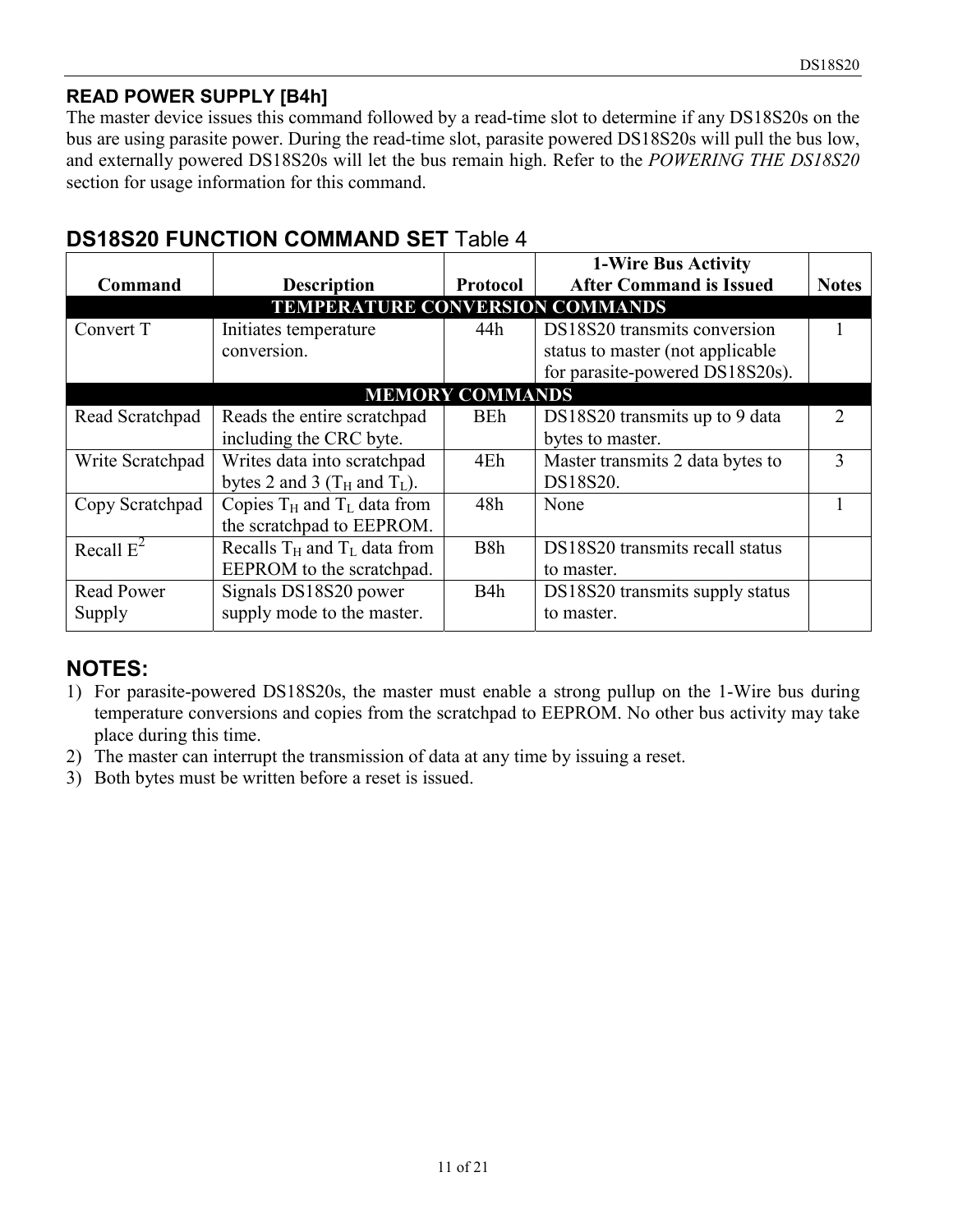### READ POWER SUPPLY [B4h]

The master device issues this command followed by a read-time slot to determine if any DS18S20s on the bus are using parasite power. During the read-time slot, parasite powered DS18S20s will pull the bus low, and externally powered DS18S20s will let the bus remain high. Refer to the *POWERING THE DS18S20* section for usage information for this command.

## DS18S20 FUNCTION COMMAND SET Table 4

| Command | Description | Protocol | 1-Wire Bus Activity After Command is Issued | Notes |
|---|---|---|---|---|
| **TEMPERATURE CONVERSION COMMANDS** | | | | |
| Convert T | Initiates temperature conversion. | 44h | DS18S20 transmits conversion status to master (not applicable for parasite-powered DS18S20s). | 1 |
| **MEMORY COMMANDS** | | | | |
| Read Scratchpad | Reads the entire scratchpad including the CRC byte. | BEh | DS18S20 transmits up to 9 data bytes to master. | 2 |
| Write Scratchpad | Writes data into scratchpad bytes 2 and 3 ($T_H$ and $T_L$). | 4Eh | Master transmits 2 data bytes to DS18S20. | 3 |
| Copy Scratchpad | Copies $T_H$ and $T_L$ data from the scratchpad to EEPROM. | 48h | None | 1 |
| Recall $E^2$ | Recalls $T_H$ and $T_L$ data from EEPROM to the scratchpad. | B8h | DS18S20 transmits recall status to master. | |
| Read Power Supply | Signals DS18S20 power supply mode to the master. | B4h | DS18S20 transmits supply status to master. | |

## NOTES:

1) For parasite-powered DS18S20s, the master must enable a strong pullup on the 1-Wire bus during temperature conversions and copies from the scratchpad to EEPROM. No other bus activity may take place during this time.
2) The master can interrupt the transmission of data at any time by issuing a reset.
3) Both bytes must be written before a reset is issued.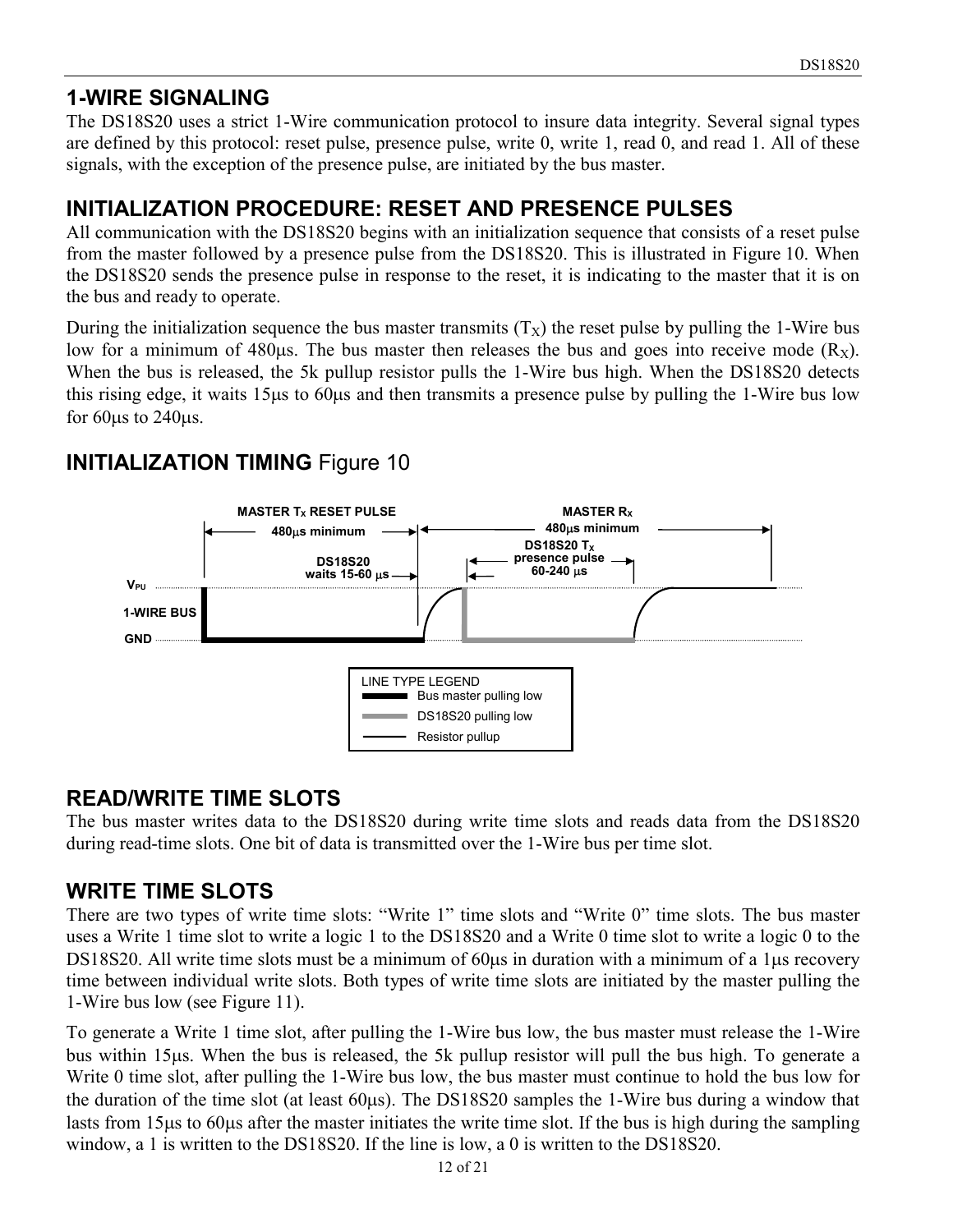## 1-WIRE SIGNALING

The DS18S20 uses a strict 1-Wire communication protocol to insure data integrity. Several signal types are defined by this protocol: reset pulse, presence pulse, write 0, write 1, read 0, and read 1. All of these signals, with the exception of the presence pulse, are initiated by the bus master.

## INITIALIZATION PROCEDURE: RESET AND PRESENCE PULSES

All communication with the DS18S20 begins with an initialization sequence that consists of a reset pulse from the master followed by a presence pulse from the DS18S20. This is illustrated in Figure 10. When the DS18S20 sends the presence pulse in response to the reset, it is indicating to the master that it is on the bus and ready to operate.

During the initialization sequence the bus master transmits ($T_X$) the reset pulse by pulling the 1-Wire bus low for a minimum of 480µs. The bus master then releases the bus and goes into receive mode ($R_X$). When the bus is released, the 5k pullup resistor pulls the 1-Wire bus high. When the DS18S20 detects this rising edge, it waits 15µs to 60µs and then transmits a presence pulse by pulling the 1-Wire bus low for 60µs to 240µs.

## INITIALIZATION TIMING Figure 10

MASTER $T_X$ RESET PULSE — 480µs minimum

MASTER $R_X$ — 480µs minimum

DS18S20 waits 15-60 µs

DS18S20 $T_X$ presence pulse 60-240 µs

$V_{PU}$

1-WIRE BUS

GND

LINE TYPE LEGEND
- Bus master pulling low
- DS18S20 pulling low
- Resistor pullup

## READ/WRITE TIME SLOTS

The bus master writes data to the DS18S20 during write time slots and reads data from the DS18S20 during read-time slots. One bit of data is transmitted over the 1-Wire bus per time slot.

## WRITE TIME SLOTS

There are two types of write time slots: "Write 1" time slots and "Write 0" time slots. The bus master uses a Write 1 time slot to write a logic 1 to the DS18S20 and a Write 0 time slot to write a logic 0 to the DS18S20. All write time slots must be a minimum of 60µs in duration with a minimum of a 1µs recovery time between individual write slots. Both types of write time slots are initiated by the master pulling the 1-Wire bus low (see Figure 11).

To generate a Write 1 time slot, after pulling the 1-Wire bus low, the bus master must release the 1-Wire bus within 15µs. When the bus is released, the 5k pullup resistor will pull the bus high. To generate a Write 0 time slot, after pulling the 1-Wire bus low, the bus master must continue to hold the bus low for the duration of the time slot (at least 60µs). The DS18S20 samples the 1-Wire bus during a window that lasts from 15µs to 60µs after the master initiates the write time slot. If the bus is high during the sampling window, a 1 is written to the DS18S20. If the line is low, a 0 is written to the DS18S20.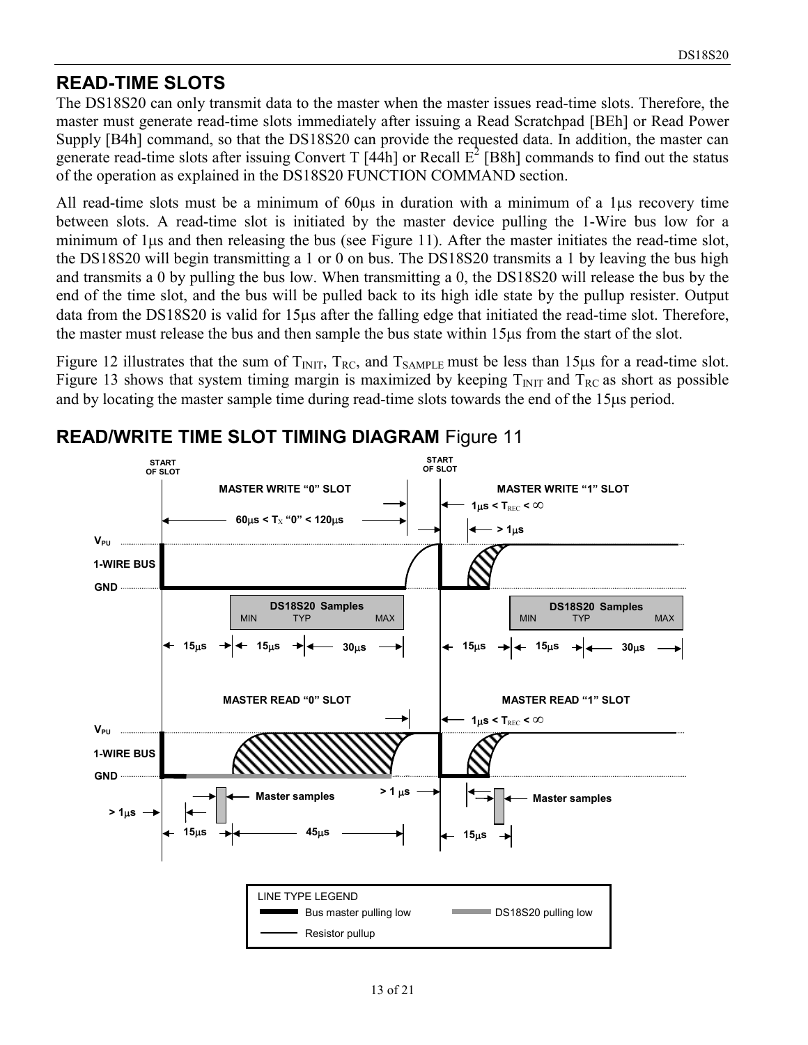## READ-TIME SLOTS

The DS18S20 can only transmit data to the master when the master issues read-time slots. Therefore, the master must generate read-time slots immediately after issuing a Read Scratchpad [BEh] or Read Power Supply [B4h] command, so that the DS18S20 can provide the requested data. In addition, the master can generate read-time slots after issuing Convert T [44h] or Recall $E^2$ [B8h] commands to find out the status of the operation as explained in the DS18S20 FUNCTION COMMAND section.

All read-time slots must be a minimum of 60µs in duration with a minimum of a 1µs recovery time between slots. A read-time slot is initiated by the master device pulling the 1-Wire bus low for a minimum of 1µs and then releasing the bus (see Figure 11). After the master initiates the read-time slot, the DS18S20 will begin transmitting a 1 or 0 on bus. The DS18S20 transmits a 1 by leaving the bus high and transmits a 0 by pulling the bus low. When transmitting a 0, the DS18S20 will release the bus by the end of the time slot, and the bus will be pulled back to its high idle state by the pullup resister. Output data from the DS18S20 is valid for 15µs after the falling edge that initiated the read-time slot. Therefore, the master must release the bus and then sample the bus state within 15µs from the start of the slot.

Figure 12 illustrates that the sum of $T_{INIT}$, $T_{RC}$, and $T_{SAMPLE}$ must be less than 15µs for a read-time slot. Figure 13 shows that system timing margin is maximized by keeping $T_{INIT}$ and $T_{RC}$ as short as possible and by locating the master sample time during read-time slots towards the end of the 15µs period.

## READ/WRITE TIME SLOT TIMING DIAGRAM Figure 11

START OF SLOT — MASTER WRITE "0" SLOT: 60µs < $T_X$ "0" < 120µs; DS18S20 Samples (MIN, TYP, MAX): 15µs, 15µs, 30µs

START OF SLOT — MASTER WRITE "1" SLOT: 1µs < $T_{REC}$ < ∞; > 1µs; DS18S20 Samples (MIN, TYP, MAX): 15µs, 15µs, 30µs

MASTER READ "0" SLOT: > 1µs; Master samples; 15µs; 45µs; > 1 µs

MASTER READ "1" SLOT: 1µs < $T_{REC}$ < ∞; Master samples; 15µs

LINE TYPE LEGEND: Bus master pulling low; DS18S20 pulling low; Resistor pullup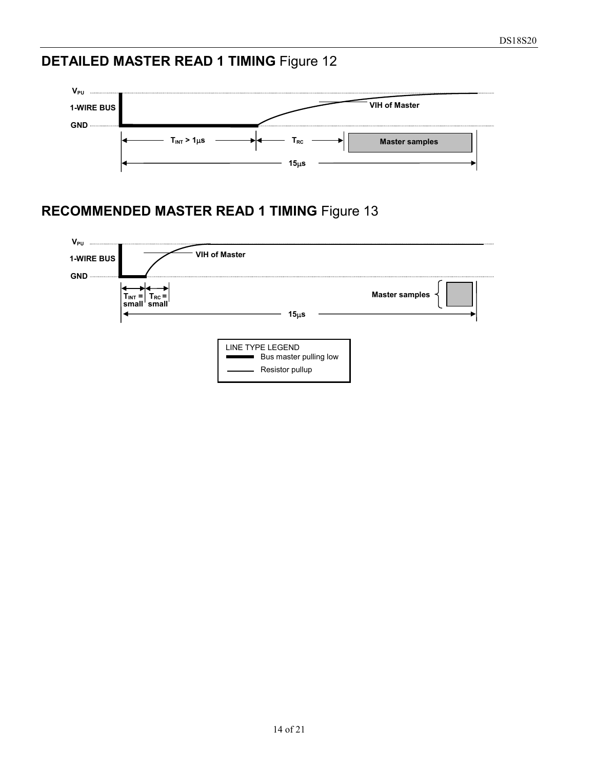## DETAILED MASTER READ 1 TIMING Figure 12

$V_{PU}$

1-WIRE BUS

GND

VIH of Master

$T_{INT} > 1\mu s$

$T_{RC}$

Master samples

$15\mu s$

## RECOMMENDED MASTER READ 1 TIMING Figure 13

$V_{PU}$

1-WIRE BUS

GND

VIH of Master

$T_{INT}$ = small

$T_{RC}$ = small

Master samples

$15\mu s$

LINE TYPE LEGEND

Bus master pulling low

Resistor pullup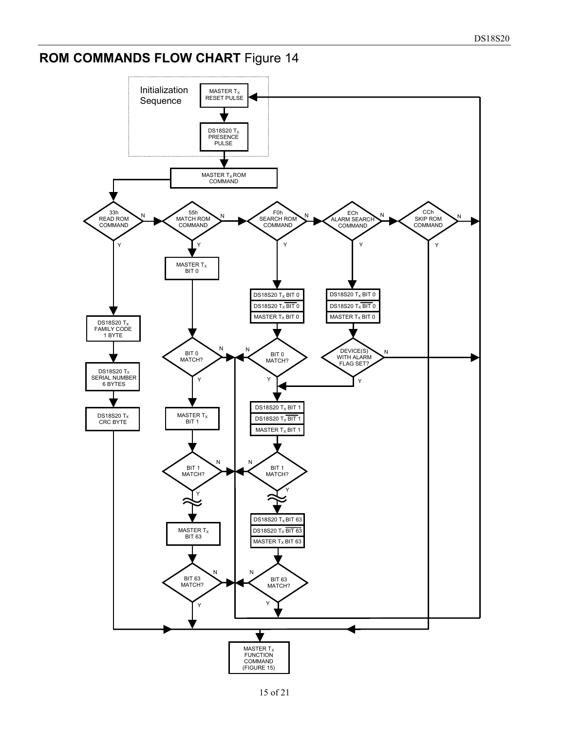## ROM COMMANDS FLOW CHART Figure 14

Initialization Sequence

MASTER $T_X$ RESET PULSE

DS18S20 $T_X$ PRESENCE PULSE

MASTER $T_X$ ROM COMMAND

33h READ ROM COMMAND

55h MATCH ROM COMMAND

F0h SEARCH ROM COMMAND

ECh ALARM SEARCH COMMAND

CCh SKIP ROM COMMAND

N

Y

DS18S20 $T_X$ FAMILY CODE 1 BYTE

DS18S20 $T_X$ SERIAL NUMBER 6 BYTES

DS18S20 $T_X$ CRC BYTE

MASTER $T_X$ BIT 0

BIT 0 MATCH?

MASTER $T_X$ BIT 1

BIT 1 MATCH?

MASTER $T_X$ BIT 63

BIT 63 MATCH?

DS18S20 $T_X$ BIT 0

DS18S20 $T_X$ $\overline{\text{BIT 0}}$

MASTER $T_X$ BIT 0

BIT 0 MATCH?

DS18S20 $T_X$ BIT 1

DS18S20 $T_X$ $\overline{\text{BIT 1}}$

MASTER $T_X$ BIT 1

BIT 1 MATCH?

DS18S20 $T_X$ BIT 63

DS18S20 $T_X$ $\overline{\text{BIT 63}}$

MASTER $T_X$ BIT 63

BIT 63 MATCH?

DS18S20 $T_X$ BIT 0

DS18S20 $T_X$ $\overline{\text{BIT 0}}$

MASTER $T_X$ BIT 0

DEVICE(S) WITH ALARM FLAG SET?

MASTER $T_X$ FUNCTION COMMAND (FIGURE 15)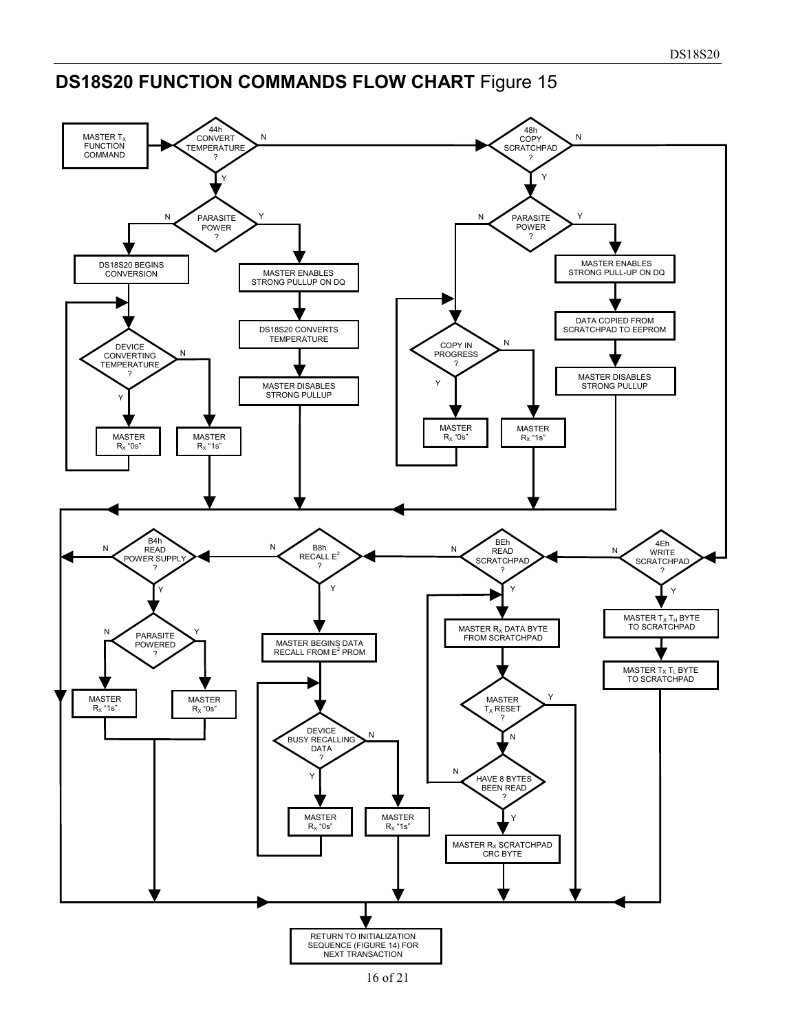## DS18S20 FUNCTION COMMANDS FLOW CHART Figure 15

MASTER $T_X$ FUNCTION COMMAND

44h CONVERT TEMPERATURE ?

- Y → PARASITE POWER ?
  - N → DS18S20 BEGINS CONVERSION → DEVICE CONVERTING TEMPERATURE ?
    - Y → MASTER $R_X$ "0s" → (back to DEVICE CONVERTING TEMPERATURE ?)
    - N → MASTER $R_X$ "1s"
  - Y → MASTER ENABLES STRONG PULLUP ON DQ → DS18S20 CONVERTS TEMPERATURE → MASTER DISABLES STRONG PULLUP
- N → 48h COPY SCRATCHPAD ?
  - Y → PARASITE POWER ?
    - N → COPY IN PROGRESS ?
      - Y → MASTER $R_X$ "0s" → (back to COPY IN PROGRESS ?)
      - N → MASTER $R_X$ "1s"
    - Y → MASTER ENABLES STRONG PULL-UP ON DQ → DATA COPIED FROM SCRATCHPAD TO EEPROM → MASTER DISABLES STRONG PULLUP
  - N → 4Eh WRITE SCRATCHPAD ?
    - Y → MASTER $T_X$ $T_H$ BYTE TO SCRATCHPAD → MASTER $T_X$ $T_L$ BYTE TO SCRATCHPAD
    - N → BEh READ SCRATCHPAD ?
      - Y → MASTER $R_X$ DATA BYTE FROM SCRATCHPAD → MASTER $T_X$ RESET ?
        - Y → RETURN
        - N → HAVE 8 BYTES BEEN READ ?
          - N → (back to MASTER $R_X$ DATA BYTE FROM SCRATCHPAD)
          - Y → MASTER $R_X$ SCRATCHPAD CRC BYTE
      - N → B8h RECALL $E^2$ ?
        - Y → MASTER BEGINS DATA RECALL FROM $E^2$ PROM → DEVICE BUSY RECALLING DATA ?
          - Y → MASTER $R_X$ "0s" → (back to DEVICE BUSY RECALLING DATA ?)
          - N → MASTER $R_X$ "1s"
        - N → B4h READ POWER SUPPLY ?
          - Y → PARASITE POWERED ?
            - N → MASTER $R_X$ "1s"
            - Y → MASTER $R_X$ "0s"
          - N → RETURN

All paths end at: RETURN TO INITIALIZATION SEQUENCE (FIGURE 14) FOR NEXT TRANSACTION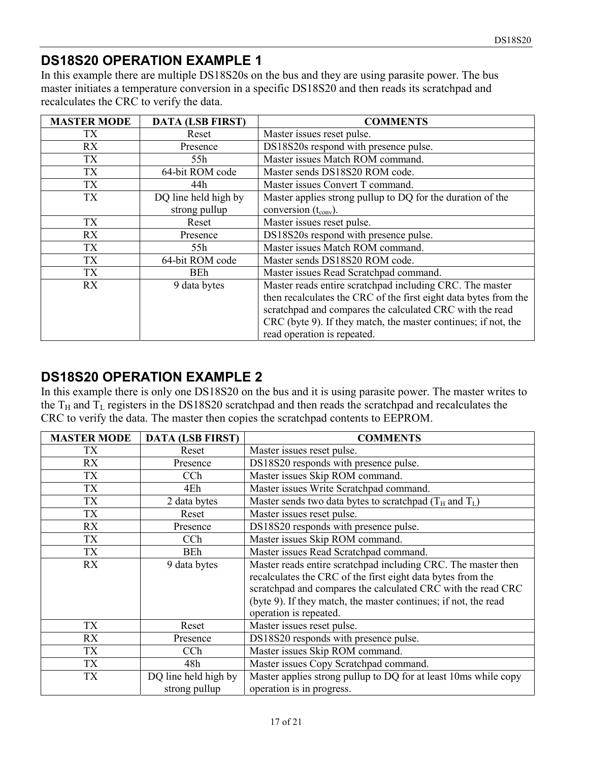## DS18S20 OPERATION EXAMPLE 1

In this example there are multiple DS18S20s on the bus and they are using parasite power. The bus master initiates a temperature conversion in a specific DS18S20 and then reads its scratchpad and recalculates the CRC to verify the data.

| MASTER MODE | DATA (LSB FIRST) | COMMENTS |
|---|---|---|
| TX | Reset | Master issues reset pulse. |
| RX | Presence | DS18S20s respond with presence pulse. |
| TX | 55h | Master issues Match ROM command. |
| TX | 64-bit ROM code | Master sends DS18S20 ROM code. |
| TX | 44h | Master issues Convert T command. |
| TX | DQ line held high by strong pullup | Master applies strong pullup to DQ for the duration of the conversion ($t_{conv}$). |
| TX | Reset | Master issues reset pulse. |
| RX | Presence | DS18S20s respond with presence pulse. |
| TX | 55h | Master issues Match ROM command. |
| TX | 64-bit ROM code | Master sends DS18S20 ROM code. |
| TX | BEh | Master issues Read Scratchpad command. |
| RX | 9 data bytes | Master reads entire scratchpad including CRC. The master then recalculates the CRC of the first eight data bytes from the scratchpad and compares the calculated CRC with the read CRC (byte 9). If they match, the master continues; if not, the read operation is repeated. |

## DS18S20 OPERATION EXAMPLE 2

In this example there is only one DS18S20 on the bus and it is using parasite power. The master writes to the $T_H$ and $T_L$ registers in the DS18S20 scratchpad and then reads the scratchpad and recalculates the CRC to verify the data. The master then copies the scratchpad contents to EEPROM.

| MASTER MODE | DATA (LSB FIRST) | COMMENTS |
|---|---|---|
| TX | Reset | Master issues reset pulse. |
| RX | Presence | DS18S20 responds with presence pulse. |
| TX | CCh | Master issues Skip ROM command. |
| TX | 4Eh | Master issues Write Scratchpad command. |
| TX | 2 data bytes | Master sends two data bytes to scratchpad ($T_H$ and $T_L$) |
| TX | Reset | Master issues reset pulse. |
| RX | Presence | DS18S20 responds with presence pulse. |
| TX | CCh | Master issues Skip ROM command. |
| TX | BEh | Master issues Read Scratchpad command. |
| RX | 9 data bytes | Master reads entire scratchpad including CRC. The master then recalculates the CRC of the first eight data bytes from the scratchpad and compares the calculated CRC with the read CRC (byte 9). If they match, the master continues; if not, the read operation is repeated. |
| TX | Reset | Master issues reset pulse. |
| RX | Presence | DS18S20 responds with presence pulse. |
| TX | CCh | Master issues Skip ROM command. |
| TX | 48h | Master issues Copy Scratchpad command. |
| TX | DQ line held high by strong pullup | Master applies strong pullup to DQ for at least 10ms while copy operation is in progress. |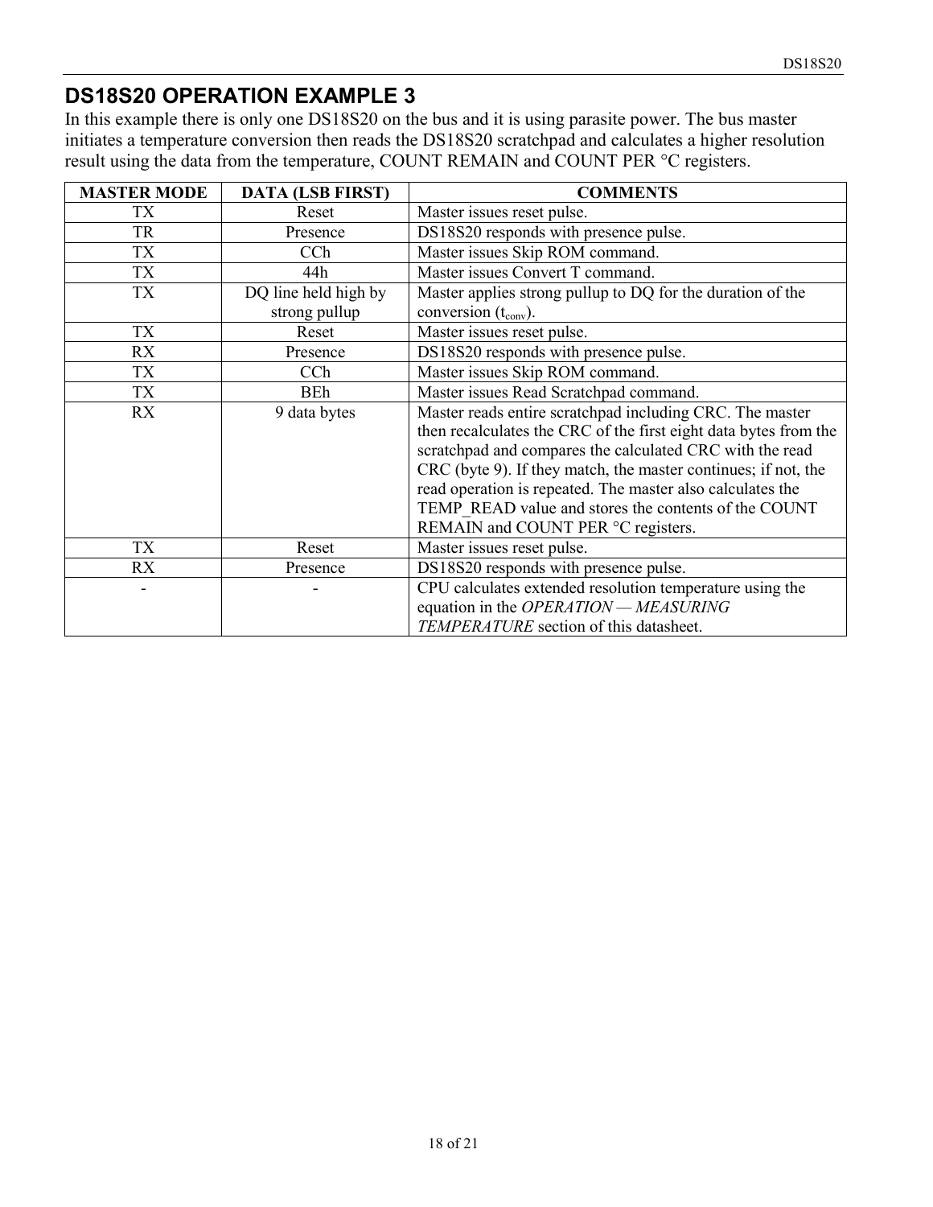## DS18S20 OPERATION EXAMPLE 3

In this example there is only one DS18S20 on the bus and it is using parasite power. The bus master initiates a temperature conversion then reads the DS18S20 scratchpad and calculates a higher resolution result using the data from the temperature, COUNT REMAIN and COUNT PER °C registers.

| MASTER MODE | DATA (LSB FIRST) | COMMENTS |
|---|---|---|
| TX | Reset | Master issues reset pulse. |
| TR | Presence | DS18S20 responds with presence pulse. |
| TX | CCh | Master issues Skip ROM command. |
| TX | 44h | Master issues Convert T command. |
| TX | DQ line held high by strong pullup | Master applies strong pullup to DQ for the duration of the conversion ($t_{conv}$). |
| TX | Reset | Master issues reset pulse. |
| RX | Presence | DS18S20 responds with presence pulse. |
| TX | CCh | Master issues Skip ROM command. |
| TX | BEh | Master issues Read Scratchpad command. |
| RX | 9 data bytes | Master reads entire scratchpad including CRC. The master then recalculates the CRC of the first eight data bytes from the scratchpad and compares the calculated CRC with the read CRC (byte 9). If they match, the master continues; if not, the read operation is repeated. The master also calculates the TEMP_READ value and stores the contents of the COUNT REMAIN and COUNT PER °C registers. |
| TX | Reset | Master issues reset pulse. |
| RX | Presence | DS18S20 responds with presence pulse. |
| - | - | CPU calculates extended resolution temperature using the equation in the *OPERATION — MEASURING TEMPERATURE* section of this datasheet. |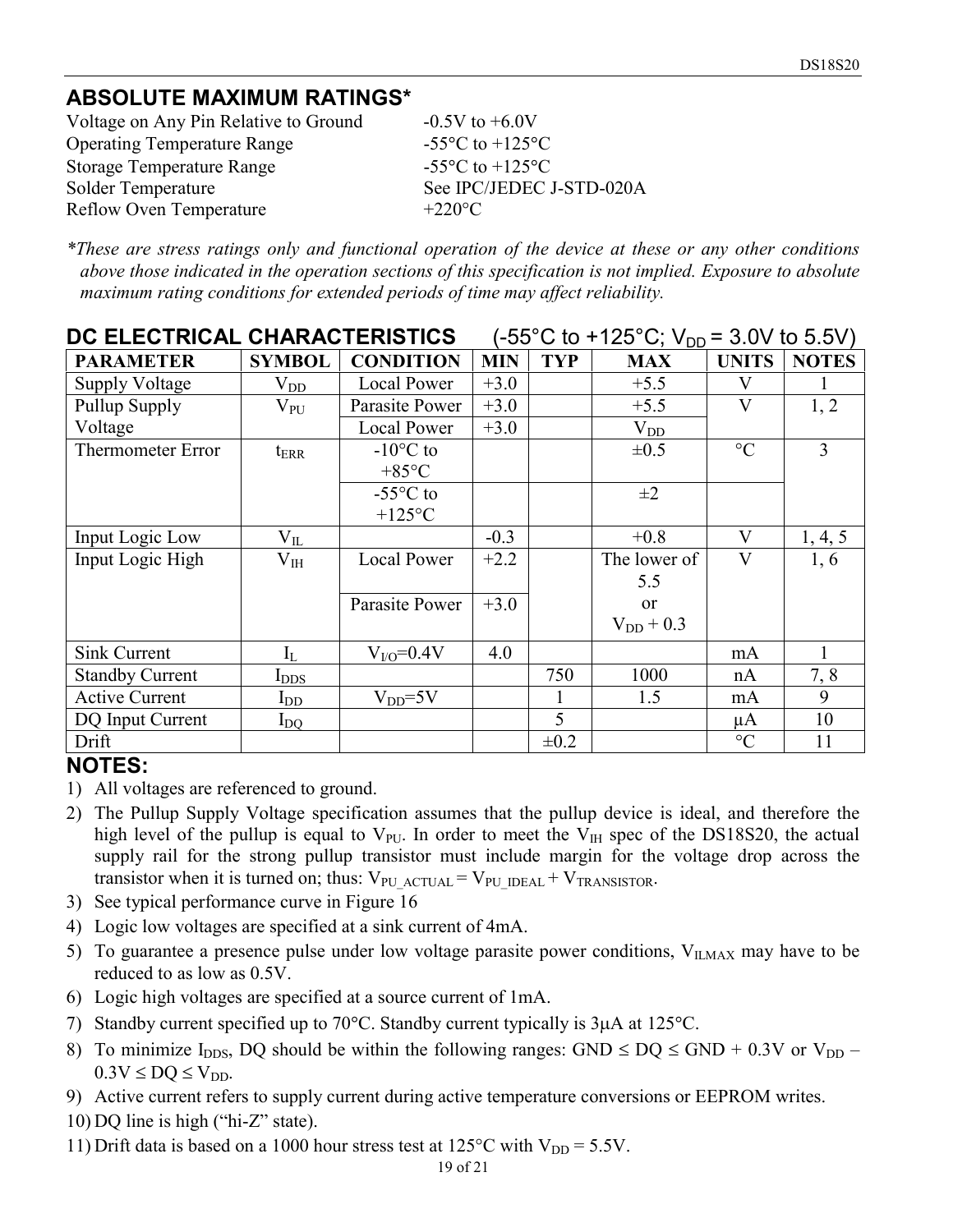## ABSOLUTE MAXIMUM RATINGS*

| | |
|---|---|
| Voltage on Any Pin Relative to Ground | -0.5V to +6.0V |
| Operating Temperature Range | -55°C to +125°C |
| Storage Temperature Range | -55°C to +125°C |
| Solder Temperature | See IPC/JEDEC J-STD-020A |
| Reflow Oven Temperature | +220°C |

*\*These are stress ratings only and functional operation of the device at these or any other conditions above those indicated in the operation sections of this specification is not implied. Exposure to absolute maximum rating conditions for extended periods of time may affect reliability.*

## DC ELECTRICAL CHARACTERISTICS (-55°C to +125°C; $V_{DD}$ = 3.0V to 5.5V)

| PARAMETER | SYMBOL | CONDITION | MIN | TYP | MAX | UNITS | NOTES |
|---|---|---|---|---|---|---|---|
| Supply Voltage | $V_{DD}$ | Local Power | +3.0 | | +5.5 | V | 1 |
| Pullup Supply Voltage | $V_{PU}$ | Parasite Power | +3.0 | | +5.5 | V | 1, 2 |
| | | Local Power | +3.0 | | $V_{DD}$ | | |
| Thermometer Error | $t_{ERR}$ | -10°C to +85°C | | | ±0.5 | °C | 3 |
| | | -55°C to +125°C | | | ±2 | | |
| Input Logic Low | $V_{IL}$ | | -0.3 | | +0.8 | V | 1, 4, 5 |
| Input Logic High | $V_{IH}$ | Local Power | +2.2 | | The lower of 5.5 or $V_{DD}$ + 0.3 | V | 1, 6 |
| | | Parasite Power | +3.0 | | | | |
| Sink Current | $I_L$ | $V_{I/O}$=0.4V | 4.0 | | | mA | 1 |
| Standby Current | $I_{DDS}$ | | | 750 | 1000 | nA | 7, 8 |
| Active Current | $I_{DD}$ | $V_{DD}$=5V | | 1 | 1.5 | mA | 9 |
| DQ Input Current | $I_{DQ}$ | | | 5 | | µA | 10 |
| Drift | | | | ±0.2 | | °C | 11 |

## NOTES:

1) All voltages are referenced to ground.
2) The Pullup Supply Voltage specification assumes that the pullup device is ideal, and therefore the high level of the pullup is equal to $V_{PU}$. In order to meet the $V_{IH}$ spec of the DS18S20, the actual supply rail for the strong pullup transistor must include margin for the voltage drop across the transistor when it is turned on; thus: $V_{PU\_ACTUAL} = V_{PU\_IDEAL} + V_{TRANSISTOR}$.
3) See typical performance curve in Figure 16
4) Logic low voltages are specified at a sink current of 4mA.
5) To guarantee a presence pulse under low voltage parasite power conditions, $V_{ILMAX}$ may have to be reduced to as low as 0.5V.
6) Logic high voltages are specified at a source current of 1mA.
7) Standby current specified up to 70°C. Standby current typically is 3µA at 125°C.
8) To minimize $I_{DDS}$, DQ should be within the following ranges: GND ≤ DQ ≤ GND + 0.3V or $V_{DD}$ – 0.3V ≤ DQ ≤ $V_{DD}$.
9) Active current refers to supply current during active temperature conversions or EEPROM writes.
10) DQ line is high ("hi-Z" state).
11) Drift data is based on a 1000 hour stress test at 125°C with $V_{DD}$ = 5.5V.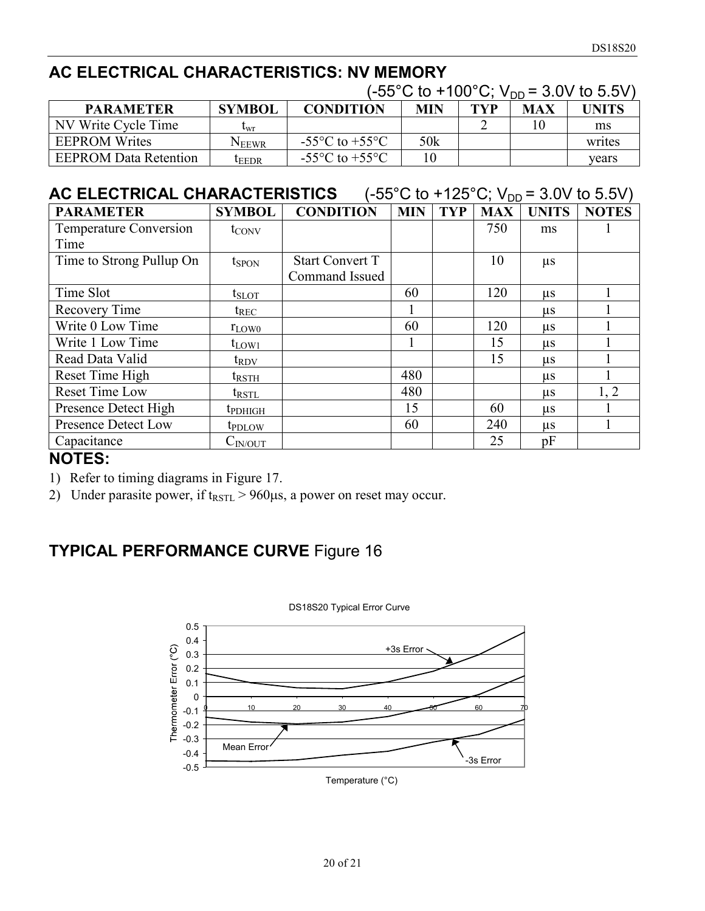## AC ELECTRICAL CHARACTERISTICS: NV MEMORY

(-55°C to +100°C; $V_{DD}$ = 3.0V to 5.5V)

| PARAMETER | SYMBOL | CONDITION | MIN | TYP | MAX | UNITS |
|---|---|---|---|---|---|---|
| NV Write Cycle Time | $t_{wr}$ | | | 2 | 10 | ms |
| EEPROM Writes | $N_{EEWR}$ | -55°C to +55°C | 50k | | | writes |
| EEPROM Data Retention | $t_{EEDR}$ | -55°C to +55°C | 10 | | | years |

## AC ELECTRICAL CHARACTERISTICS (-55°C to +125°C; $V_{DD}$ = 3.0V to 5.5V)

| PARAMETER | SYMBOL | CONDITION | MIN | TYP | MAX | UNITS | NOTES |
|---|---|---|---|---|---|---|---|
| Temperature Conversion Time | $t_{CONV}$ | | | | 750 | ms | 1 |
| Time to Strong Pullup On | $t_{SPON}$ | Start Convert T Command Issued | | | 10 | μs | |
| Time Slot | $t_{SLOT}$ | | 60 | | 120 | μs | 1 |
| Recovery Time | $t_{REC}$ | | 1 | | | μs | 1 |
| Write 0 Low Time | $r_{LOW0}$ | | 60 | | 120 | μs | 1 |
| Write 1 Low Time | $t_{LOW1}$ | | 1 | | 15 | μs | 1 |
| Read Data Valid | $t_{RDV}$ | | | | 15 | μs | 1 |
| Reset Time High | $t_{RSTH}$ | | 480 | | | μs | 1 |
| Reset Time Low | $t_{RSTL}$ | | 480 | | | μs | 1, 2 |
| Presence Detect High | $t_{PDHIGH}$ | | 15 | | 60 | μs | 1 |
| Presence Detect Low | $t_{PDLOW}$ | | 60 | | 240 | μs | 1 |
| Capacitance | $C_{IN/OUT}$ | | | | 25 | pF | |

**NOTES:**

1) Refer to timing diagrams in Figure 17.
2) Under parasite power, if $t_{RSTL}$ > 960μs, a power on reset may occur.

## TYPICAL PERFORMANCE CURVE Figure 16

DS18S20 Typical Error Curve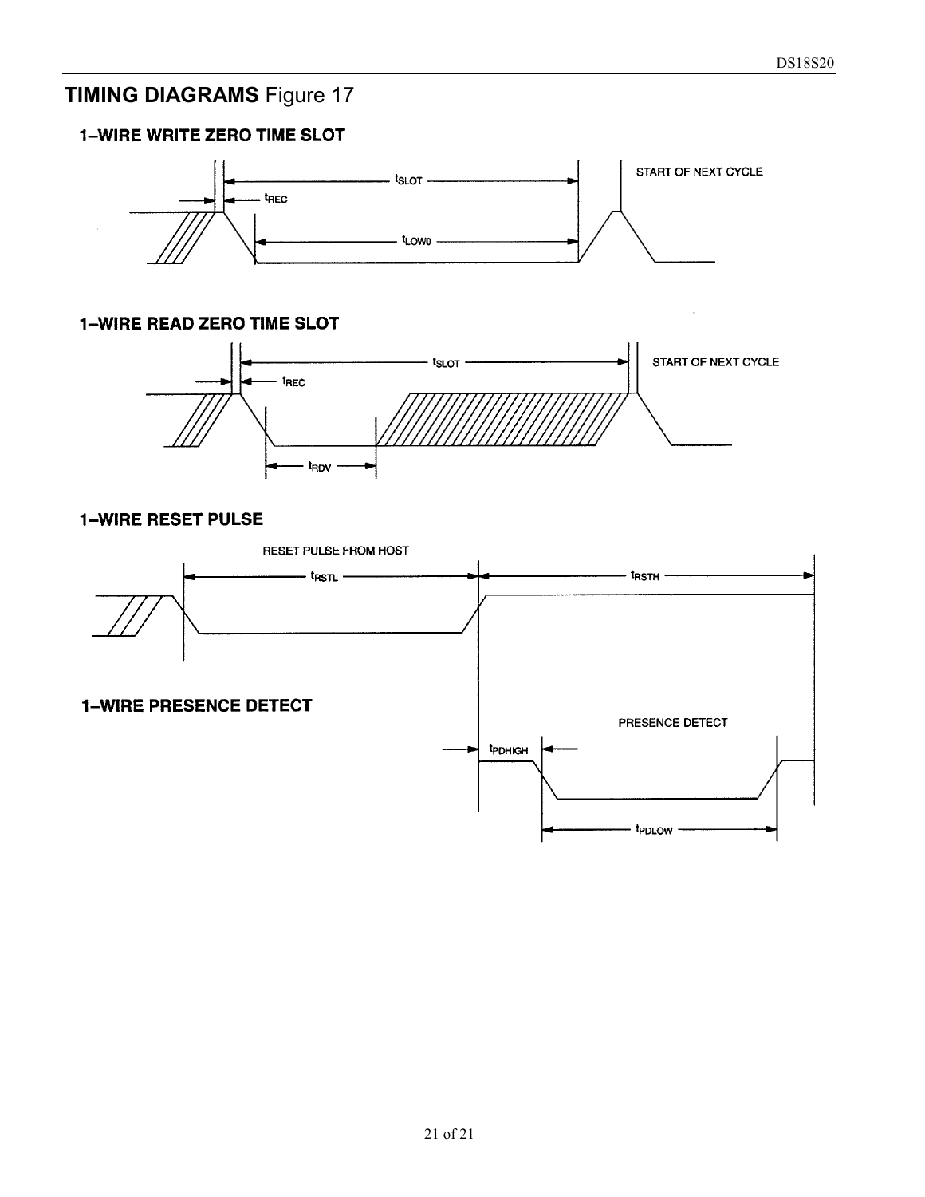## TIMING DIAGRAMS Figure 17

### 1–WIRE WRITE ZERO TIME SLOT

$t_{SLOT}$

START OF NEXT CYCLE

$t_{REC}$

$t_{LOW0}$

### 1–WIRE READ ZERO TIME SLOT

$t_{SLOT}$

START OF NEXT CYCLE

$t_{REC}$

$t_{RDV}$

### 1–WIRE RESET PULSE

RESET PULSE FROM HOST

$t_{RSTL}$

$t_{RSTH}$

### 1–WIRE PRESENCE DETECT

PRESENCE DETECT

$t_{PDHIGH}$

$t_{PDLOW}$